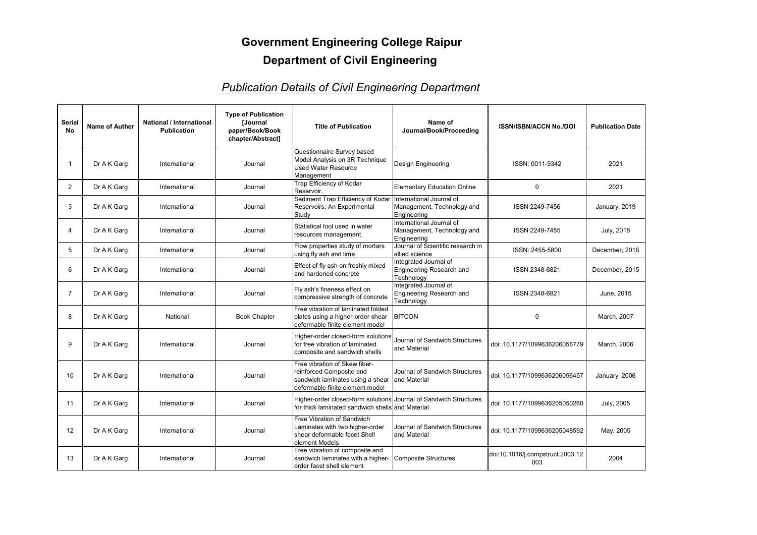# Government Engineering College Raipur

## Department of Civil Engineering

### *Publication Details of Civil Engineering Department*

| Serial No | Name of Auther | National / International Publication | Type of Publication [Journal paper/Book/Book chapter/Abstract] | Title of Publication | Name of Journal/Book/Proceeding | ISSN/ISBN/ACCN No./DOI | Publication Date |
|---|---|---|---|---|---|---|---|
| 1 | Dr A K Garg | International | Journal | Questionnaire Survey based Model Analysis on 3R Technique Used Water Resource Management | Design Engineering | ISSN: 0011-9342 | 2021 |
| 2 | Dr A K Garg | International | Journal | Trap Efficiency of Kodar Reservoir. | Elementary Education Online | 0 | 2021 |
| 3 | Dr A K Garg | International | Journal | Sediment Trap Efficiency of Kodar Reservoirs: An Experimental Study | International Journal of Management, Technology and Engineering | ISSN 2249-7456 | January, 2019 |
| 4 | Dr A K Garg | International | Journal | Statistical tool used in water resources management | International Journal of Management, Technology and Engineering | ISSN 2249-7455 | July, 2018 |
| 5 | Dr A K Garg | International | Journal | Flow properties study of mortars using fly ash and lime | Journal of Scientific research in allied science | ISSN: 2455-5800 | December, 2016 |
| 6 | Dr A K Garg | International | Journal | Effect of fly ash on freshly mixed and hardened concrete | Integrated Journal of Engineering Research and Technology | ISSN 2348-6821 | December, 2015 |
| 7 | Dr A K Garg | International | Journal | Fly ash's fineness effect on compressive strength of concrete | Integrated Journal of Engineering Research and Technology | ISSN 2348-6821 | June, 2015 |
| 8 | Dr A K Garg | National | Book Chapter | Free vibration of laminated folded plates using a higher-order shear deformable finite element model | BITCON | 0 | March, 2007 |
| 9 | Dr A K Garg | International | Journal | Higher-order closed-form solutions for free vibration of laminated composite and sandwich shells | Journal of Sandwich Structures and Material | doi: 10.1177/1099636206058779 | March, 2006 |
| 10 | Dr A K Garg | International | Journal | Free vibration of Skew fiber-reinforced Composite and sandwich laminates using a shear deformable finite element model | Journal of Sandwich Structures and Material | doi: 10.1177/1099636206056457 | January, 2006 |
| 11 | Dr A K Garg | International | Journal | Higher-order closed-form solutions for thick laminated sandwich shells | Journal of Sandwich Structures and Material | doi: 10.1177/1099636205050260 | July, 2005 |
| 12 | Dr A K Garg | International | Journal | Free Vibration of Sandwich Laminates with two higher-order shear deformable facet Shell element Models | Journal of Sandwich Structures and Material | doi: 10.1177/1099636205048592 | May, 2005 |
| 13 | Dr A K Garg | International | Journal | Free vibration of composite and sandwich laminates with a higher-order facet shell element | Composite Structures | doi:10.1016/j.compstruct.2003.12.003 | 2004 |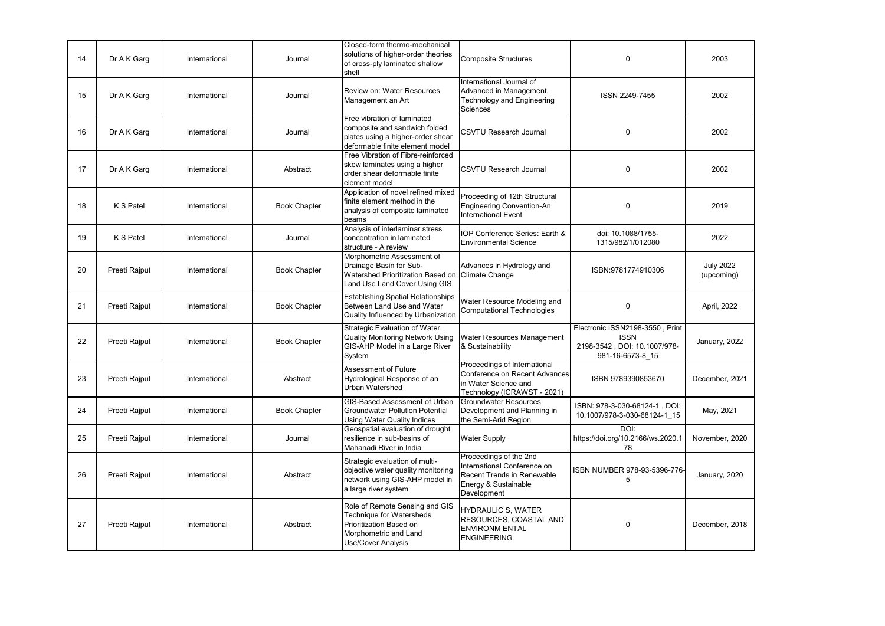| 14 | Dr A K Garg | International | Journal | Closed-form thermo-mechanical solutions of higher-order theories of cross-ply laminated shallow shell | Composite Structures | 0 | 2003 |
|---|---|---|---|---|---|---|---|
| 15 | Dr A K Garg | International | Journal | Review on: Water Resources Management an Art | International Journal of Advanced in Management, Technology and Engineering Sciences | ISSN 2249-7455 | 2002 |
| 16 | Dr A K Garg | International | Journal | Free vibration of laminated composite and sandwich folded plates using a higher-order shear deformable finite element model | CSVTU Research Journal | 0 | 2002 |
| 17 | Dr A K Garg | International | Abstract | Free Vibration of Fibre-reinforced skew laminates using a higher order shear deformable finite element model | CSVTU Research Journal | 0 | 2002 |
| 18 | K S Patel | International | Book Chapter | Application of novel refined mixed finite element method in the analysis of composite laminated beams | Proceeding of 12th Structural Engineering Convention-An International Event | 0 | 2019 |
| 19 | K S Patel | International | Journal | Analysis of interlaminar stress concentration in laminated structure - A review | IOP Conference Series: Earth & Environmental Science | doi: 10.1088/1755-1315/982/1/012080 | 2022 |
| 20 | Preeti Rajput | International | Book Chapter | Morphometric Assessment of Drainage Basin for Sub-Watershed Prioritization Based on Land Use Land Cover Using GIS | Advances in Hydrology and Climate Change | ISBN:9781774910306 | July 2022 (upcoming) |
| 21 | Preeti Rajput | International | Book Chapter | Establishing Spatial Relationships Between Land Use and Water Quality Influenced by Urbanization | Water Resource Modeling and Computational Technologies | 0 | April, 2022 |
| 22 | Preeti Rajput | International | Book Chapter | Strategic Evaluation of Water Quality Monitoring Network Using GIS-AHP Model in a Large River System | Water Resources Management & Sustainability | Electronic ISSN2198-3550 , Print ISSN 2198-3542 , DOI: 10.1007/978-981-16-6573-8_15 | January, 2022 |
| 23 | Preeti Rajput | International | Abstract | Assessment of Future Hydrological Response of an Urban Watershed | Proceedings of International Conference on Recent Advances in Water Science and Technology (ICRAWST - 2021) | ISBN 9789390853670 | December, 2021 |
| 24 | Preeti Rajput | International | Book Chapter | GIS-Based Assessment of Urban Groundwater Pollution Potential Using Water Quality Indices | Groundwater Resources Development and Planning in the Semi-Arid Region | ISBN: 978-3-030-68124-1 , DOI: 10.1007/978-3-030-68124-1_15 | May, 2021 |
| 25 | Preeti Rajput | International | Journal | Geospatial evaluation of drought resilience in sub-basins of Mahanadi River in India | Water Supply | DOI: https://doi.org/10.2166/ws.2020.178 | November, 2020 |
| 26 | Preeti Rajput | International | Abstract | Strategic evaluation of multi-objective water quality monitoring network using GIS-AHP model in a large river system | Proceedings of the 2nd International Conference on Recent Trends in Renewable Energy & Sustainable Development | ISBN NUMBER 978-93-5396-776-5 | January, 2020 |
| 27 | Preeti Rajput | International | Abstract | Role of Remote Sensing and GIS Technique for Watersheds Prioritization Based on Morphometric and Land Use/Cover Analysis | HYDRAULIC S, WATER RESOURCES, COASTAL AND ENVIRONM ENTAL ENGINEERING | 0 | December, 2018 |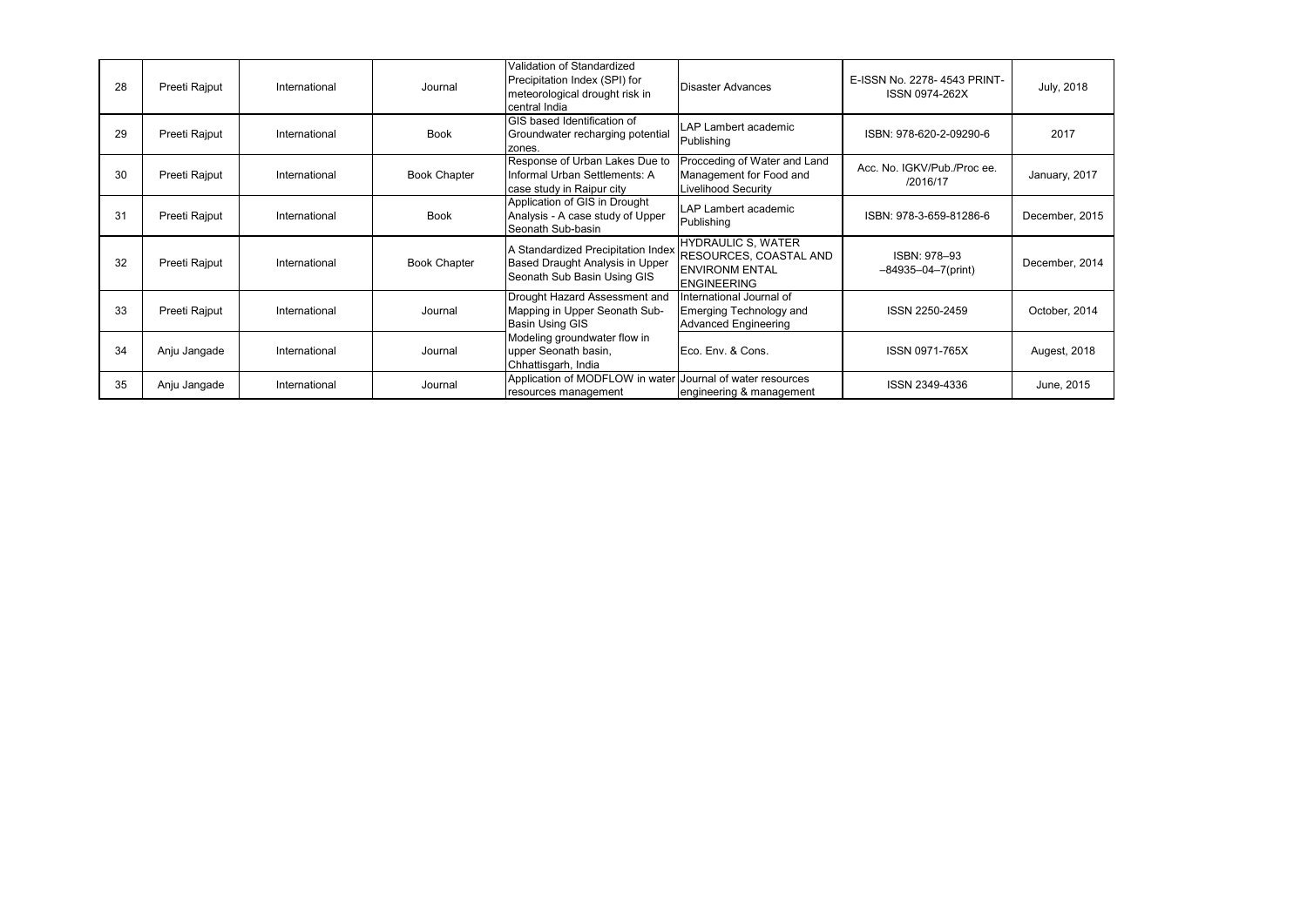| | | | | | | | |
|---|---|---|---|---|---|---|---|
| 28 | Preeti Rajput | International | Journal | Validation of Standardized Precipitation Index (SPI) for meteorological drought risk in central India | Disaster Advances | E-ISSN No. 2278- 4543 PRINT-ISSN 0974-262X | July, 2018 |
| 29 | Preeti Rajput | International | Book | GIS based Identification of Groundwater recharging potential zones. | LAP Lambert academic Publishing | ISBN: 978-620-2-09290-6 | 2017 |
| 30 | Preeti Rajput | International | Book Chapter | Response of Urban Lakes Due to Informal Urban Settlements: A case study in Raipur city | Procceding of Water and Land Management for Food and Livelihood Security | Acc. No. IGKV/Pub./Proc ee. /2016/17 | January, 2017 |
| 31 | Preeti Rajput | International | Book | Application of GIS in Drought Analysis - A case study of Upper Seonath Sub-basin | LAP Lambert academic Publishing | ISBN: 978-3-659-81286-6 | December, 2015 |
| 32 | Preeti Rajput | International | Book Chapter | A Standardized Precipitation Index Based Draught Analysis in Upper Seonath Sub Basin Using GIS | HYDRAULIC S, WATER RESOURCES, COASTAL AND ENVIRONM ENTAL ENGINEERING | ISBN: 978–93 –84935–04–7(print) | December, 2014 |
| 33 | Preeti Rajput | International | Journal | Drought Hazard Assessment and Mapping in Upper Seonath Sub-Basin Using GIS | International Journal of Emerging Technology and Advanced Engineering | ISSN 2250-2459 | October, 2014 |
| 34 | Anju Jangade | International | Journal | Modeling groundwater flow in upper Seonath basin, Chhattisgarh, India | Eco. Env. & Cons. | ISSN 0971-765X | Augest, 2018 |
| 35 | Anju Jangade | International | Journal | Application of MODFLOW in water resources management | Journal of water resources engineering & management | ISSN 2349-4336 | June, 2015 |